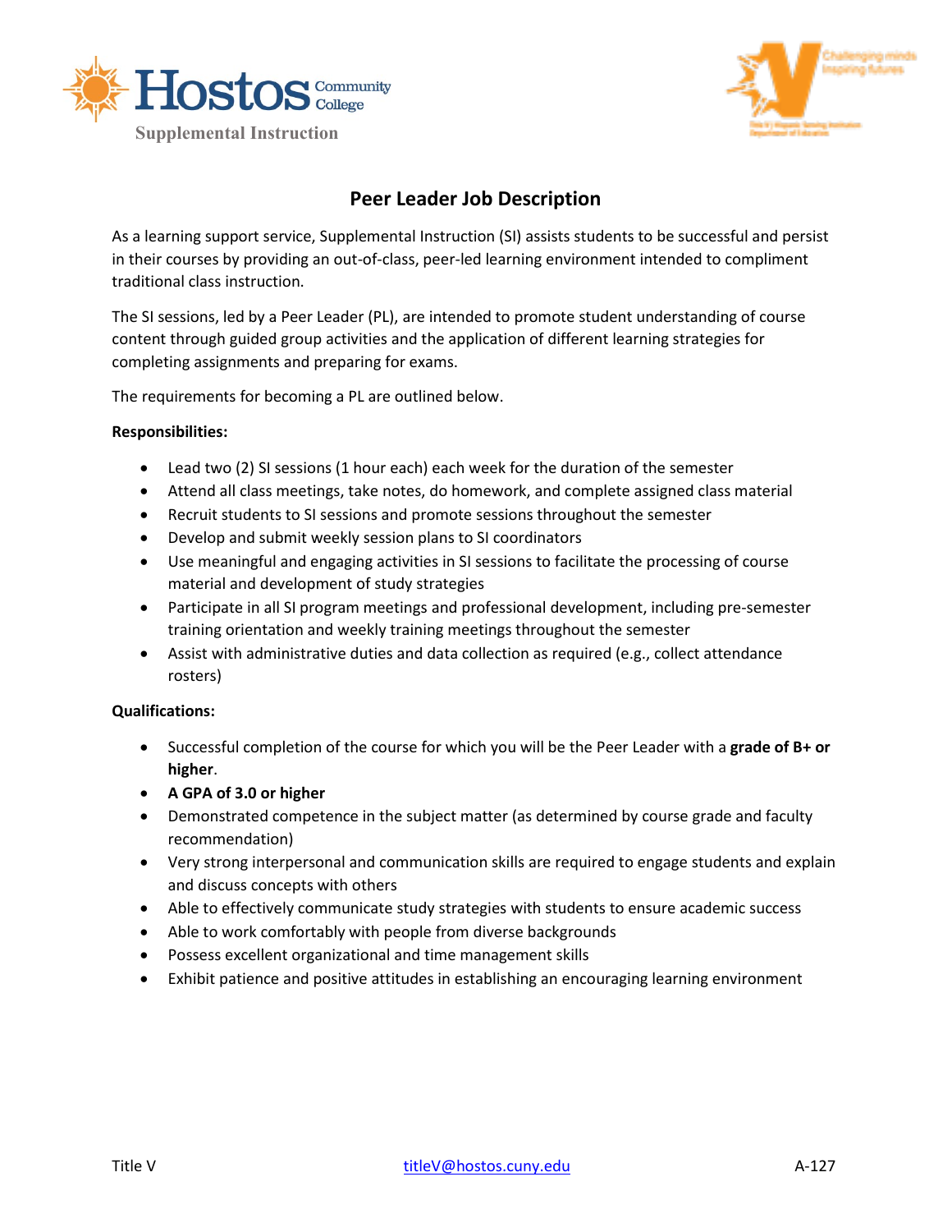Hostos Community College

Supplemental Instruction

## Peer Leader Job Description

As a learning support service, Supplemental Instruction (SI) assists students to be successful and persist in their courses by providing an out-of-class, peer-led learning environment intended to compliment traditional class instruction.

The SI sessions, led by a Peer Leader (PL), are intended to promote student understanding of course content through guided group activities and the application of different learning strategies for completing assignments and preparing for exams.

The requirements for becoming a PL are outlined below.

**Responsibilities:**

- Lead two (2) SI sessions (1 hour each) each week for the duration of the semester
- Attend all class meetings, take notes, do homework, and complete assigned class material
- Recruit students to SI sessions and promote sessions throughout the semester
- Develop and submit weekly session plans to SI coordinators
- Use meaningful and engaging activities in SI sessions to facilitate the processing of course material and development of study strategies
- Participate in all SI program meetings and professional development, including pre-semester training orientation and weekly training meetings throughout the semester
- Assist with administrative duties and data collection as required (e.g., collect attendance rosters)

**Qualifications:**

- Successful completion of the course for which you will be the Peer Leader with a **grade of B+ or higher**.
- **A GPA of 3.0 or higher**
- Demonstrated competence in the subject matter (as determined by course grade and faculty recommendation)
- Very strong interpersonal and communication skills are required to engage students and explain and discuss concepts with others
- Able to effectively communicate study strategies with students to ensure academic success
- Able to work comfortably with people from diverse backgrounds
- Possess excellent organizational and time management skills
- Exhibit patience and positive attitudes in establishing an encouraging learning environment

Title V titleV@hostos.cuny.edu A-127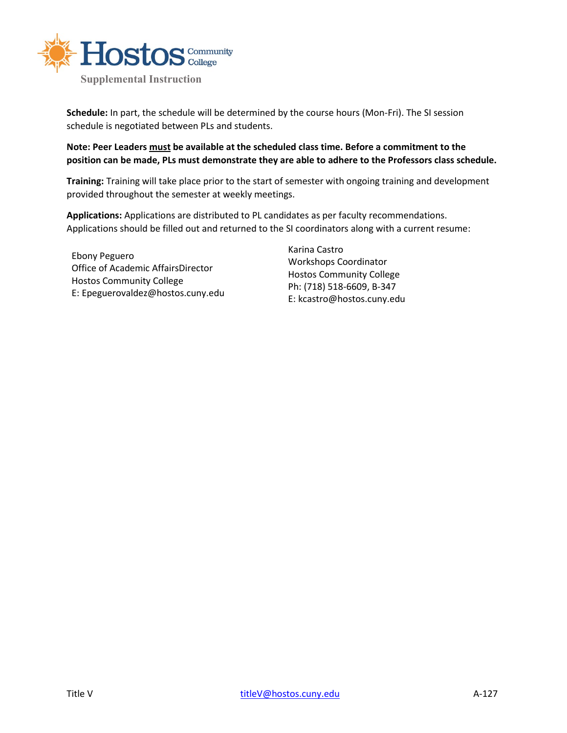Supplemental Instruction

**Schedule:** In part, the schedule will be determined by the course hours (Mon-Fri). The SI session schedule is negotiated between PLs and students.

**Note: Peer Leaders must be available at the scheduled class time. Before a commitment to the position can be made, PLs must demonstrate they are able to adhere to the Professors class schedule.**

**Training:** Training will take place prior to the start of semester with ongoing training and development provided throughout the semester at weekly meetings.

**Applications:** Applications are distributed to PL candidates as per faculty recommendations. Applications should be filled out and returned to the SI coordinators along with a current resume:

Ebony Peguero
Office of Academic AffairsDirector
Hostos Community College
E: Epeguerovaldez@hostos.cuny.edu

Karina Castro
Workshops Coordinator
Hostos Community College
Ph: (718) 518-6609, B-347
E: kcastro@hostos.cuny.edu